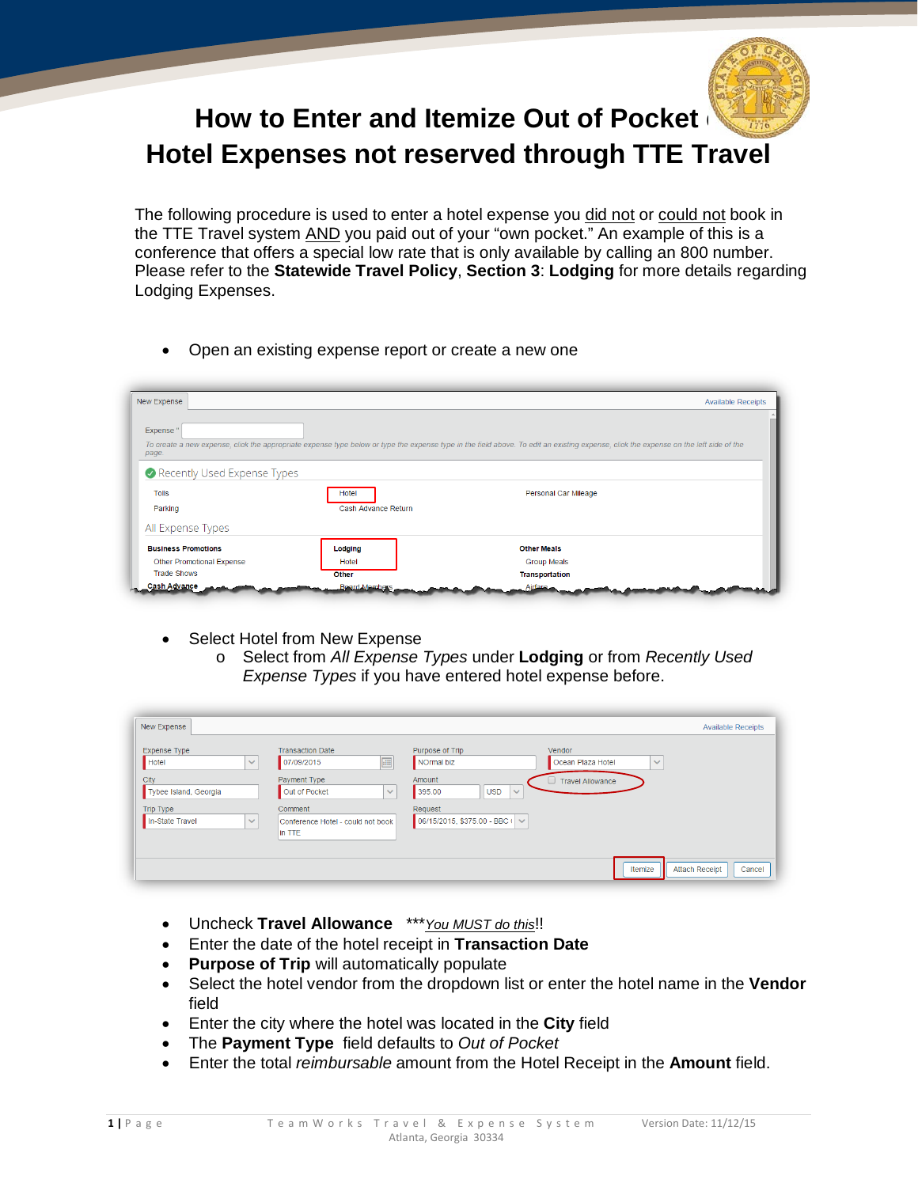# How to Enter and Itemize Out of Pocket Hotel Expenses not reserved through TTE Travel

The following procedure is used to enter a hotel expense you did not or could not book in the TTE Travel system AND you paid out of your "own pocket." An example of this is a conference that offers a special low rate that is only available by calling an 800 number. Please refer to the **Statewide Travel Policy**, **Section 3**: **Lodging** for more details regarding Lodging Expenses.

- Open an existing expense report or create a new one

- Select Hotel from New Expense
  - Select from *All Expense Types* under **Lodging** or from *Recently Used Expense Types* if you have entered hotel expense before.

- Uncheck **Travel Allowance** ****You MUST do this*!!
- Enter the date of the hotel receipt in **Transaction Date**
- **Purpose of Trip** will automatically populate
- Select the hotel vendor from the dropdown list or enter the hotel name in the **Vendor** field
- Enter the city where the hotel was located in the **City** field
- The **Payment Type** field defaults to *Out of Pocket*
- Enter the total *reimbursable* amount from the Hotel Receipt in the **Amount** field.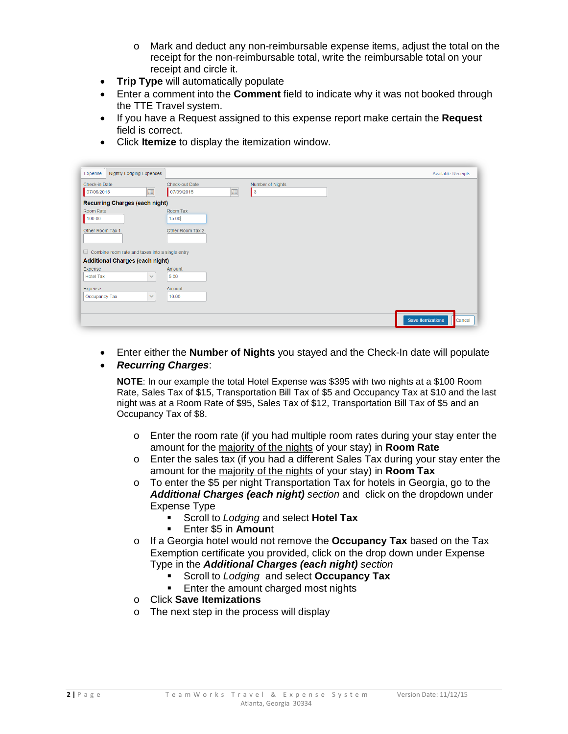- Mark and deduct any non-reimbursable expense items, adjust the total on the receipt for the non-reimbursable total, write the reimbursable total on your receipt and circle it.
- **Trip Type** will automatically populate
- Enter a comment into the **Comment** field to indicate why it was not booked through the TTE Travel system.
- If you have a Request assigned to this expense report make certain the **Request** field is correct.
- Click **Itemize** to display the itemization window.

- Enter either the **Number of Nights** you stayed and the Check-In date will populate
- ***Recurring Charges***:

  **NOTE**: In our example the total Hotel Expense was $395 with two nights at a $100 Room Rate, Sales Tax of $15, Transportation Bill Tax of $5 and Occupancy Tax at $10 and the last night was at a Room Rate of $95, Sales Tax of $12, Transportation Bill Tax of $5 and an Occupancy Tax of $8.

  - Enter the room rate (if you had multiple room rates during your stay enter the amount for the <u>majority of the nights</u> of your stay) in **Room Rate**
  - Enter the sales tax (if you had a different Sales Tax during your stay enter the amount for the <u>majority of the nights</u> of your stay) in **Room Tax**
  - To enter the $5 per night Transportation Tax for hotels in Georgia, go to the ***Additional Charges (each night)*** *section* and click on the dropdown under Expense Type
    - Scroll to *Lodging* and select **Hotel Tax**
    - Enter $5 in **Amount**
  - If a Georgia hotel would not remove the **Occupancy Tax** based on the Tax Exemption certificate you provided, click on the drop down under Expense Type in the ***Additional Charges (each night)*** *section*
    - Scroll to *Lodging* and select **Occupancy Tax**
    - Enter the amount charged most nights
  - Click **Save Itemizations**
  - The next step in the process will display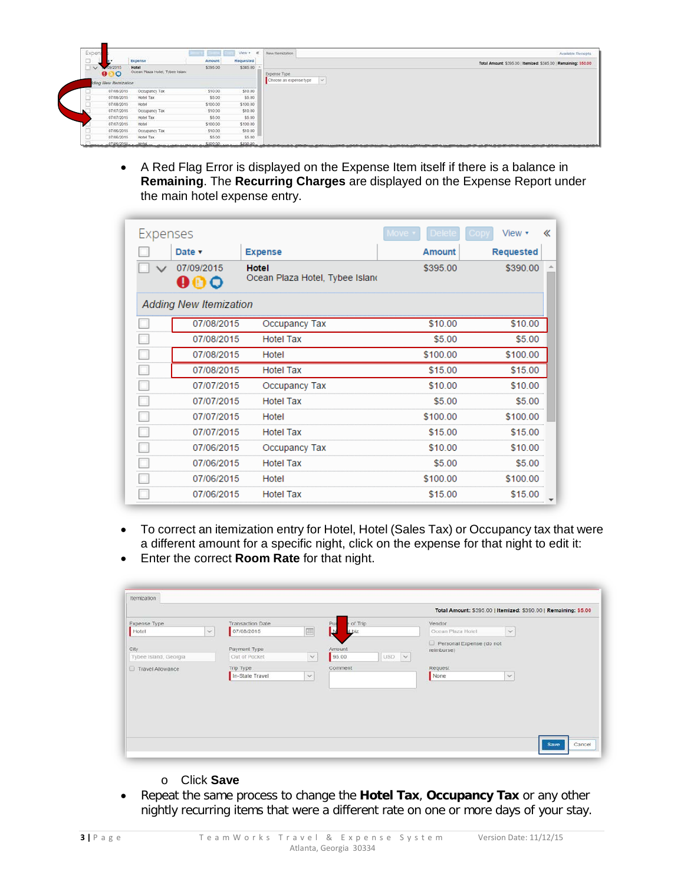- A Red Flag Error is displayed on the Expense Item itself if there is a balance in **Remaining**. The **Recurring Charges** are displayed on the Expense Report under the main hotel expense entry.

- To correct an itemization entry for Hotel, Hotel (Sales Tax) or Occupancy tax that were a different amount for a specific night, click on the expense for that night to edit it:
- Enter the correct **Room Rate** for that night.

  - Click **Save**
- Repeat the same process to change the **Hotel Tax**, **Occupancy Tax** or any other nightly recurring items that were a different rate on one or more days of your stay.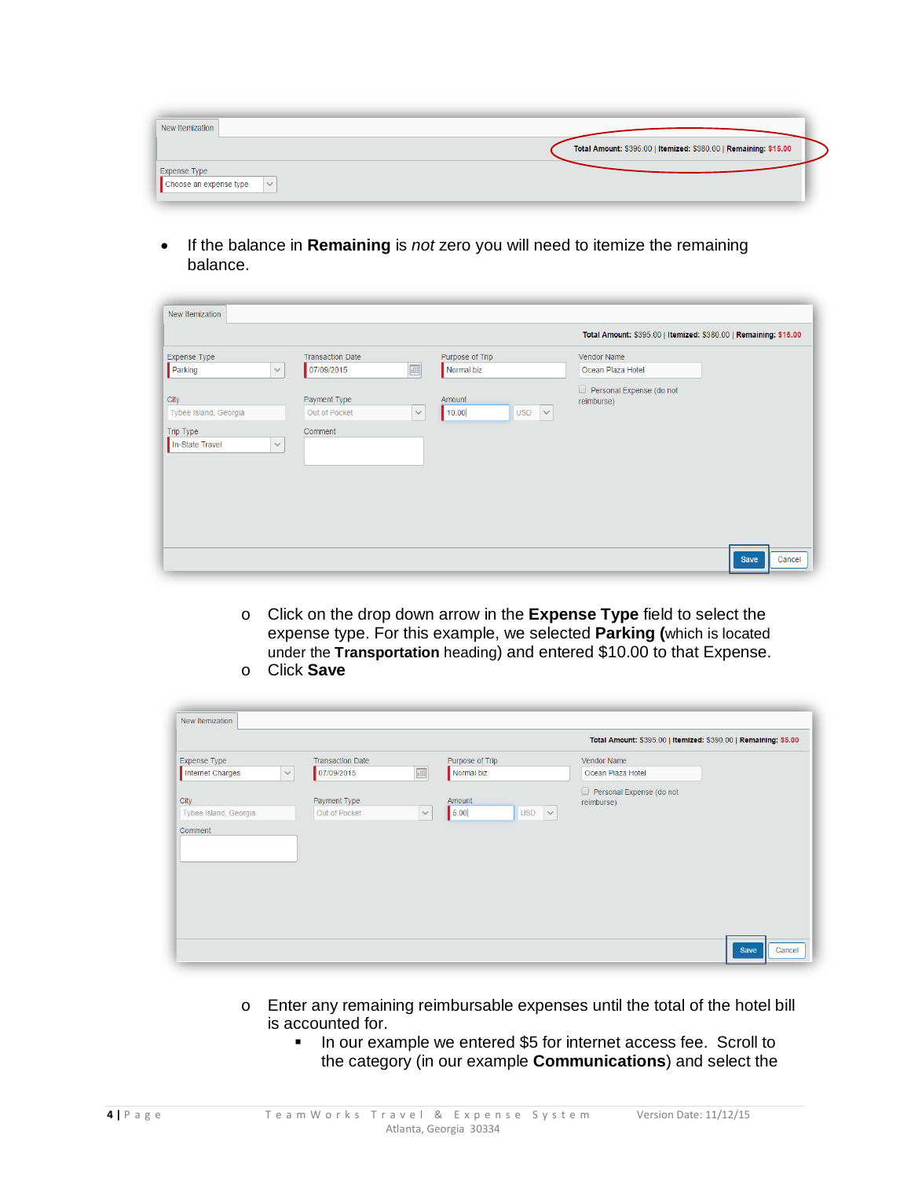- If the balance in **Remaining** is *not* zero you will need to itemize the remaining balance.

    - Click on the drop down arrow in the **Expense Type** field to select the expense type. For this example, we selected **Parking (**which is located under the **Transportation** heading) and entered $10.00 to that Expense.
    - Click **Save**

    - Enter any remaining reimbursable expenses until the total of the hotel bill is accounted for.
        - In our example we entered $5 for internet access fee. Scroll to the category (in our example **Communications**) and select the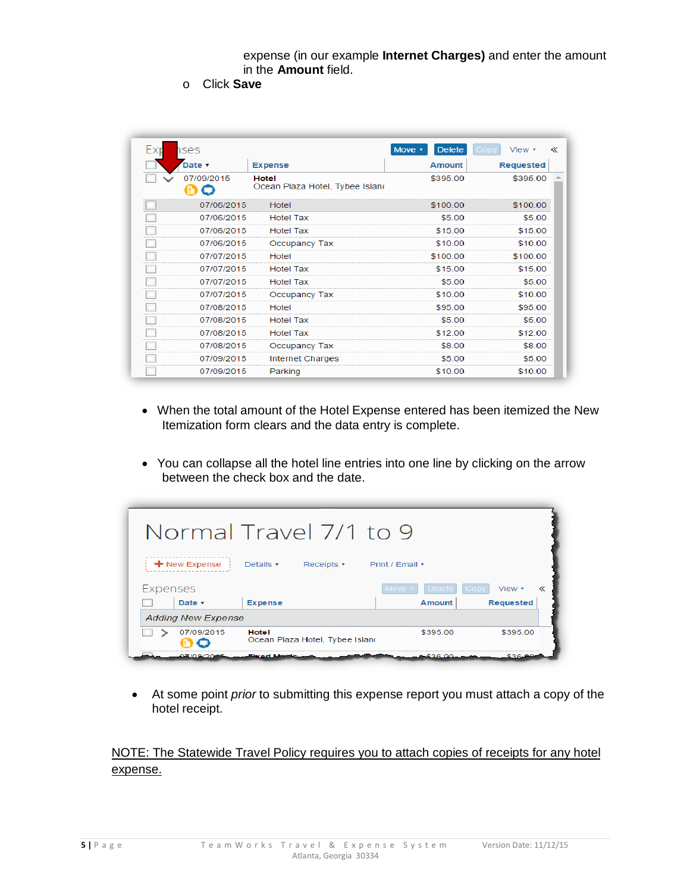expense (in our example **Internet Charges)** and enter the amount in the **Amount** field.

- Click **Save**

| | Date | Expense | Amount | Requested |
|---|---|---|---|---|
| | 07/09/2015 | **Hotel** Ocean Plaza Hotel, Tybee Islan( | $395.00 | $395.00 |
| | 07/06/2015 | Hotel | $100.00 | $100.00 |
| | 07/06/2015 | Hotel Tax | $5.00 | $5.00 |
| | 07/06/2015 | Hotel Tax | $15.00 | $15.00 |
| | 07/06/2015 | Occupancy Tax | $10.00 | $10.00 |
| | 07/07/2015 | Hotel | $100.00 | $100.00 |
| | 07/07/2015 | Hotel Tax | $15.00 | $15.00 |
| | 07/07/2015 | Hotel Tax | $5.00 | $5.00 |
| | 07/07/2015 | Occupancy Tax | $10.00 | $10.00 |
| | 07/08/2015 | Hotel | $95.00 | $95.00 |
| | 07/08/2015 | Hotel Tax | $5.00 | $5.00 |
| | 07/08/2015 | Hotel Tax | $12.00 | $12.00 |
| | 07/08/2015 | Occupancy Tax | $8.00 | $8.00 |
| | 07/09/2015 | Internet Charges | $5.00 | $5.00 |
| | 07/09/2015 | Parking | $10.00 | $10.00 |

- When the total amount of the Hotel Expense entered has been itemized the New Itemization form clears and the data entry is complete.

- You can collapse all the hotel line entries into one line by clicking on the arrow between the check box and the date.

Normal Travel 7/1 to 9

+ New Expense    Details ▾    Receipts ▾    Print / Email ▾

Expenses

| | Date | Expense | Amount | Requested |
|---|---|---|---|---|
| Adding New Expense | | | | |
| > | 07/09/2015 | **Hotel** Ocean Plaza Hotel, Tybee Islan( | $395.00 | $395.00 |

- At some point *prior* to submitting this expense report you must attach a copy of the hotel receipt.

<u>NOTE: The Statewide Travel Policy requires you to attach copies of receipts for any hotel expense.</u>